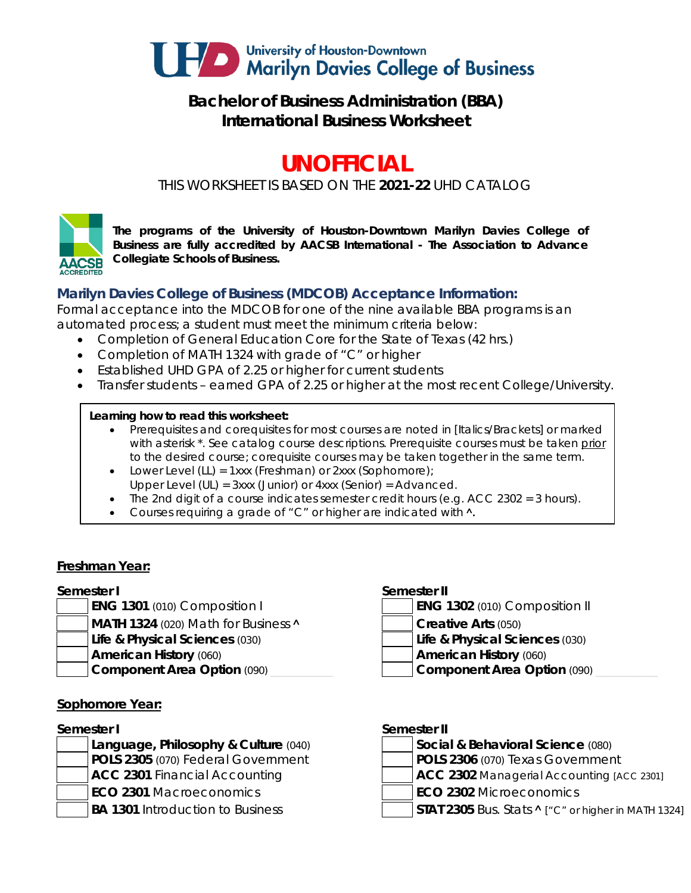University of Houston-Downtown
Marilyn Davies College of Business

# Bachelor of Business Administration (BBA)
# International Business Worksheet

## UNOFFICIAL

THIS WORKSHEET IS BASED ON THE **2021-22** UHD CATALOG

**The programs of the University of Houston-Downtown Marilyn Davies College of Business are fully accredited by AACSB International - The Association to Advance Collegiate Schools of Business.**

### Marilyn Davies College of Business (MDCOB) Acceptance Information:

Formal acceptance into the MDCOB for one of the nine available BBA programs is an automated process; a student must meet the minimum criteria below:

- Completion of General Education Core for the State of Texas (42 hrs.)
- Completion of MATH 1324 with grade of "C" or higher
- Established UHD GPA of 2.25 or higher for current students
- Transfer students – earned GPA of 2.25 or higher at the most recent College/University.

**Learning how to read this worksheet:**

- Prerequisites and corequisites for most courses are noted in [Italics/Brackets] or marked with asterisk *. See catalog course descriptions. Prerequisite courses must be taken prior to the desired course; corequisite courses may be taken together in the same term.
- Lower Level (LL) = 1xxx (Freshman) or 2xxx (Sophomore);
  Upper Level (UL) = 3xxx (Junior) or 4xxx (Senior) = Advanced.
- The 2nd digit of a course indicates semester credit hours (e.g. ACC 2302 = 3 hours).
- Courses requiring a grade of "C" or higher are indicated with ^.

### Freshman Year:

**Semester I**

| | |
|---|---|
| | **ENG 1301** (010) Composition I |
| | **MATH 1324** (020) Math for Business ^ |
| | **Life & Physical Sciences** (030) |
| | **American History** (060) |
| | **Component Area Option** (090) |

**Semester II**

| | |
|---|---|
| | **ENG 1302** (010) Composition II |
| | **Creative Arts** (050) |
| | **Life & Physical Sciences** (030) |
| | **American History** (060) |
| | **Component Area Option** (090) |

### Sophomore Year:

**Semester I**

| | |
|---|---|
| | **Language, Philosophy & Culture** (040) |
| | **POLS 2305** (070) Federal Government |
| | **ACC 2301** Financial Accounting |
| | **ECO 2301** Macroeconomics |
| | **BA 1301** Introduction to Business |

**Semester II**

| | |
|---|---|
| | **Social & Behavioral Science** (080) |
| | **POLS 2306** (070) Texas Government |
| | **ACC 2302** Managerial Accounting [ACC 2301] |
| | **ECO 2302** Microeconomics |
| | **STAT 2305** Bus. Stats ^ ["C" or higher in MATH 1324] |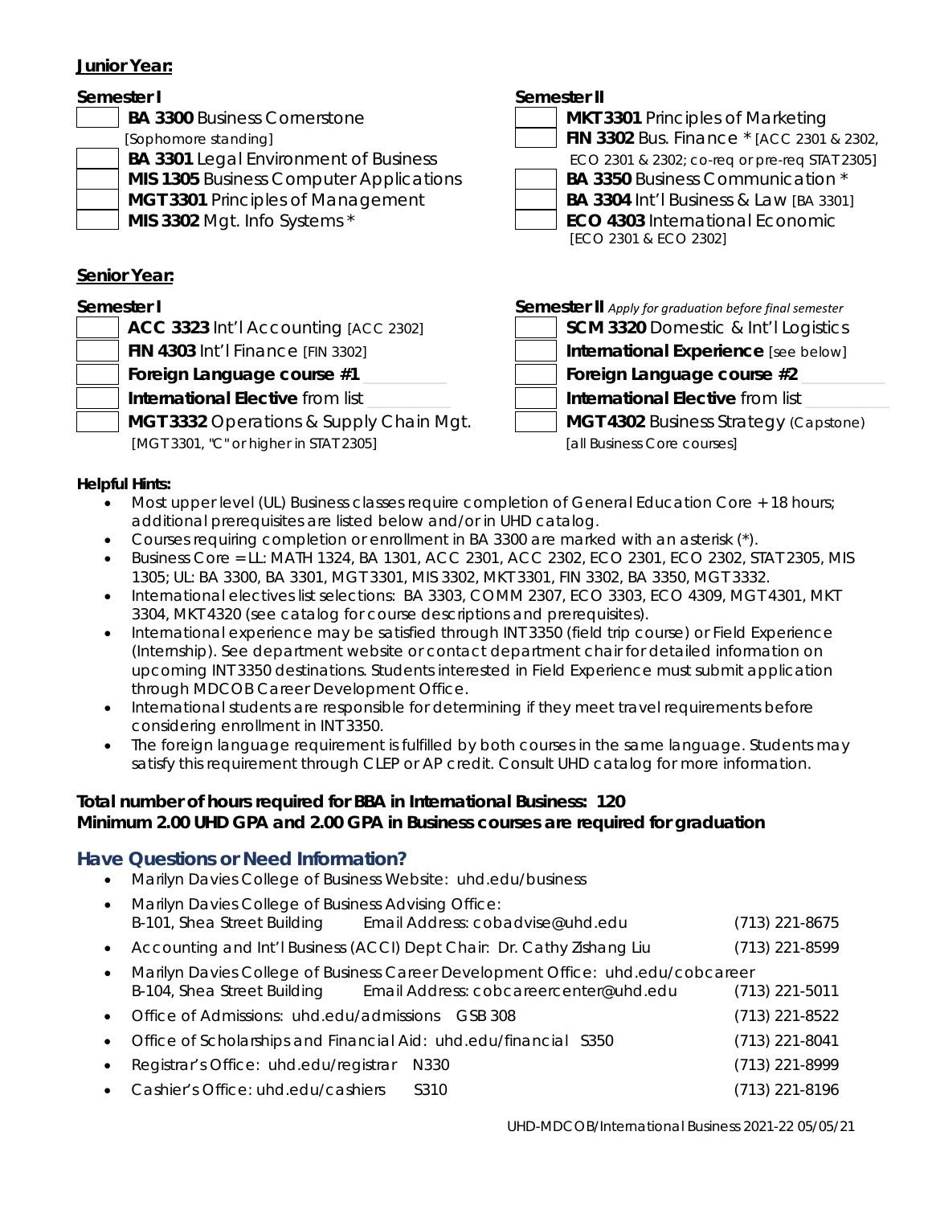**Junior Year:**

**Semester I**

- ☐ **BA 3300** Business Cornerstone [Sophomore standing]
- ☐ **BA 3301** Legal Environment of Business
- ☐ **MIS 1305** Business Computer Applications
- ☐ **MGT 3301** Principles of Management
- ☐ **MIS 3302** Mgt. Info Systems *

**Semester II**

- ☐ **MKT 3301** Principles of Marketing
- ☐ **FIN 3302** Bus. Finance * [ACC 2301 & 2302, ECO 2301 & 2302; co-req or pre-req STAT 2305]
- ☐ **BA 3350** Business Communication *
- ☐ **BA 3304** Int'l Business & Law [BA 3301]
- ☐ **ECO 4303** International Economic [ECO 2301 & ECO 2302]

**Senior Year:**

**Semester I**

- ☐ **ACC 3323** Int'l Accounting [ACC 2302]
- ☐ **FIN 4303** Int'l Finance [FIN 3302]
- ☐ **Foreign Language course #1** __________
- ☐ **International Elective** from list __________
- ☐ **MGT 3332** Operations & Supply Chain Mgt. [MGT 3301, "C" or higher in STAT 2305]

**Semester II** *Apply for graduation before final semester*

- ☐ **SCM 3320** Domestic & Int'l Logistics
- ☐ **International Experience** [see below]
- ☐ **Foreign Language course #2** __________
- ☐ **International Elective** from list __________
- ☐ **MGT 4302** Business Strategy (Capstone) [all Business Core courses]

**Helpful Hints:**

- Most upper level (UL) Business classes require completion of General Education Core + 18 hours; additional prerequisites are listed below and/or in UHD catalog.
- Courses requiring completion or enrollment in BA 3300 are marked with an asterisk (*).
- Business Core = LL: MATH 1324, BA 1301, ACC 2301, ACC 2302, ECO 2301, ECO 2302, STAT 2305, MIS 1305; UL: BA 3300, BA 3301, MGT 3301, MIS 3302, MKT 3301, FIN 3302, BA 3350, MGT 3332.
- International electives list selections: BA 3303, COMM 2307, ECO 3303, ECO 4309, MGT 4301, MKT 3304, MKT 4320 (see catalog for course descriptions and prerequisites).
- International experience may be satisfied through INT 3350 (field trip course) or Field Experience (Internship). See department website or contact department chair for detailed information on upcoming INT 3350 destinations. Students interested in Field Experience must submit application through MDCOB Career Development Office.
- International students are responsible for determining if they meet travel requirements before considering enrollment in INT 3350.
- The foreign language requirement is fulfilled by both courses in the same language. Students may satisfy this requirement through CLEP or AP credit. Consult UHD catalog for more information.

**Total number of hours required for BBA in International Business: 120**
**Minimum 2.00 UHD GPA and 2.00 GPA in Business courses are required for graduation**

## Have Questions or Need Information?

- Marilyn Davies College of Business Website: uhd.edu/business
- Marilyn Davies College of Business Advising Office:
  B-101, Shea Street Building  Email Address: cobadvise@uhd.edu  (713) 221-8675
- Accounting and Int'l Business (ACCI) Dept Chair: Dr. Cathy Zishang Liu  (713) 221-8599
- Marilyn Davies College of Business Career Development Office: uhd.edu/cobcareer
  B-104, Shea Street Building  Email Address: cobcareercenter@uhd.edu  (713) 221-5011
- Office of Admissions: uhd.edu/admissions  GSB 308  (713) 221-8522
- Office of Scholarships and Financial Aid: uhd.edu/financial  S350  (713) 221-8041
- Registrar's Office: uhd.edu/registrar  N330  (713) 221-8999
- Cashier's Office: uhd.edu/cashiers  S310  (713) 221-8196

UHD-MDCOB/International Business 2021-22 05/05/21